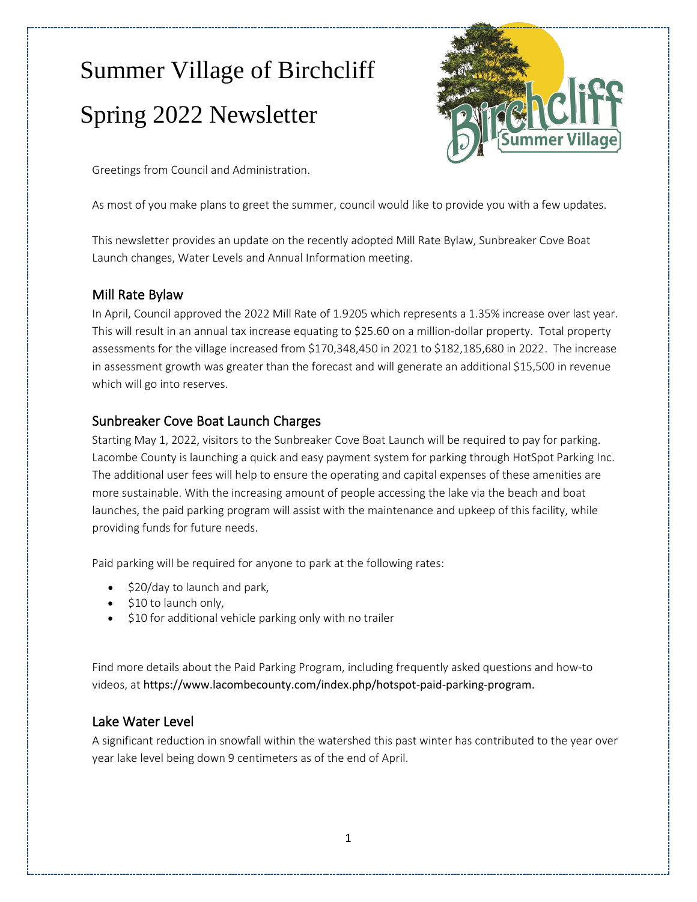# Summer Village of Birchcliff

# Spring 2022 Newsletter

Greetings from Council and Administration.

As most of you make plans to greet the summer, council would like to provide you with a few updates.

This newsletter provides an update on the recently adopted Mill Rate Bylaw, Sunbreaker Cove Boat Launch changes, Water Levels and Annual Information meeting.

## Mill Rate Bylaw

In April, Council approved the 2022 Mill Rate of 1.9205 which represents a 1.35% increase over last year. This will result in an annual tax increase equating to $25.60 on a million-dollar property. Total property assessments for the village increased from $170,348,450 in 2021 to $182,185,680 in 2022. The increase in assessment growth was greater than the forecast and will generate an additional $15,500 in revenue which will go into reserves.

## Sunbreaker Cove Boat Launch Charges

Starting May 1, 2022, visitors to the Sunbreaker Cove Boat Launch will be required to pay for parking. Lacombe County is launching a quick and easy payment system for parking through HotSpot Parking Inc. The additional user fees will help to ensure the operating and capital expenses of these amenities are more sustainable. With the increasing amount of people accessing the lake via the beach and boat launches, the paid parking program will assist with the maintenance and upkeep of this facility, while providing funds for future needs.

Paid parking will be required for anyone to park at the following rates:

- $20/day to launch and park,
- $10 to launch only,
- $10 for additional vehicle parking only with no trailer

Find more details about the Paid Parking Program, including frequently asked questions and how-to videos, at https://www.lacombecounty.com/index.php/hotspot-paid-parking-program.

## Lake Water Level

A significant reduction in snowfall within the watershed this past winter has contributed to the year over year lake level being down 9 centimeters as of the end of April.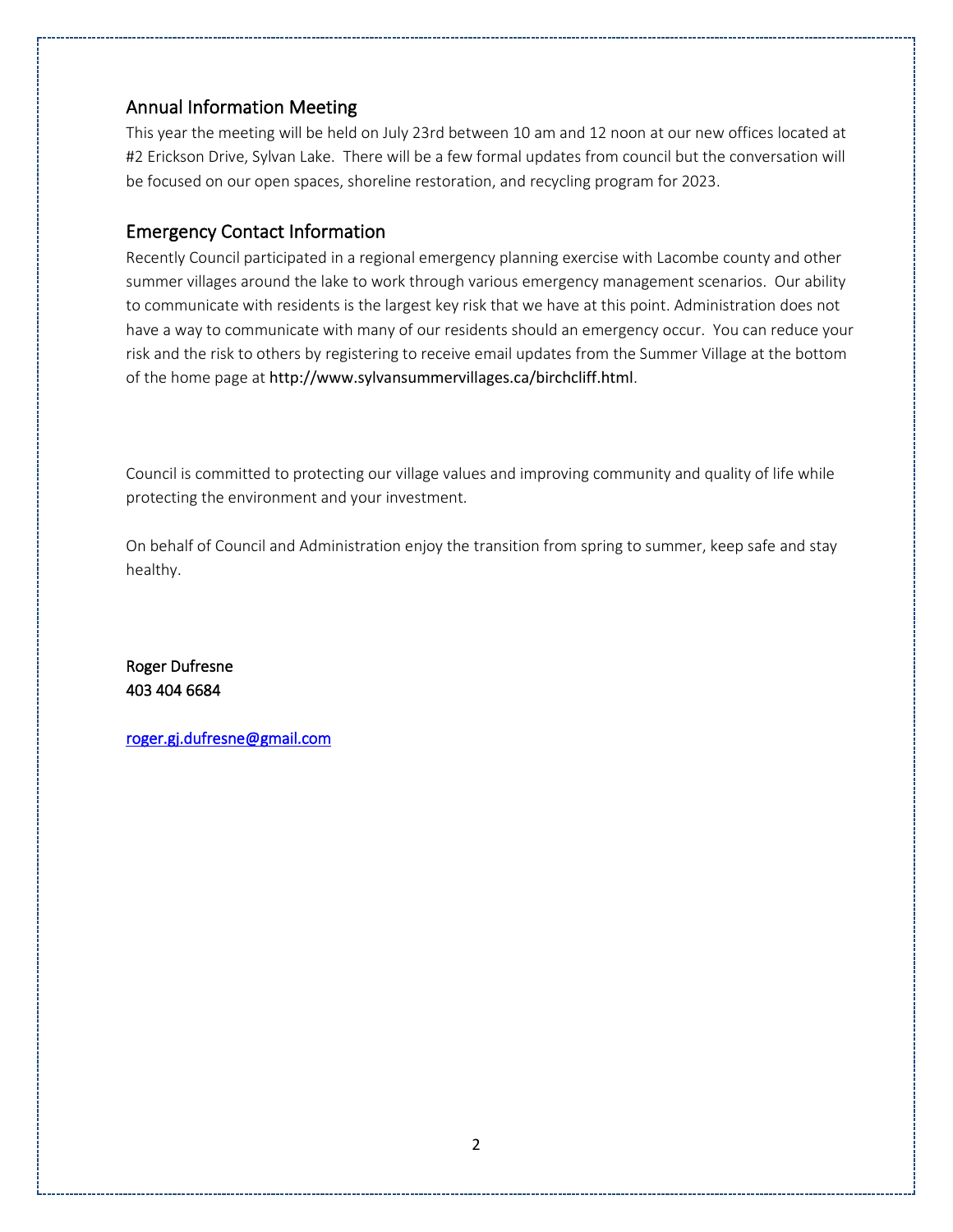## Annual Information Meeting

This year the meeting will be held on July 23rd between 10 am and 12 noon at our new offices located at #2 Erickson Drive, Sylvan Lake. There will be a few formal updates from council but the conversation will be focused on our open spaces, shoreline restoration, and recycling program for 2023.

## Emergency Contact Information

Recently Council participated in a regional emergency planning exercise with Lacombe county and other summer villages around the lake to work through various emergency management scenarios. Our ability to communicate with residents is the largest key risk that we have at this point. Administration does not have a way to communicate with many of our residents should an emergency occur. You can reduce your risk and the risk to others by registering to receive email updates from the Summer Village at the bottom of the home page at http://www.sylvansummervillages.ca/birchcliff.html.

Council is committed to protecting our village values and improving community and quality of life while protecting the environment and your investment.

On behalf of Council and Administration enjoy the transition from spring to summer, keep safe and stay healthy.

Roger Dufresne
403 404 6684

roger.gj.dufresne@gmail.com